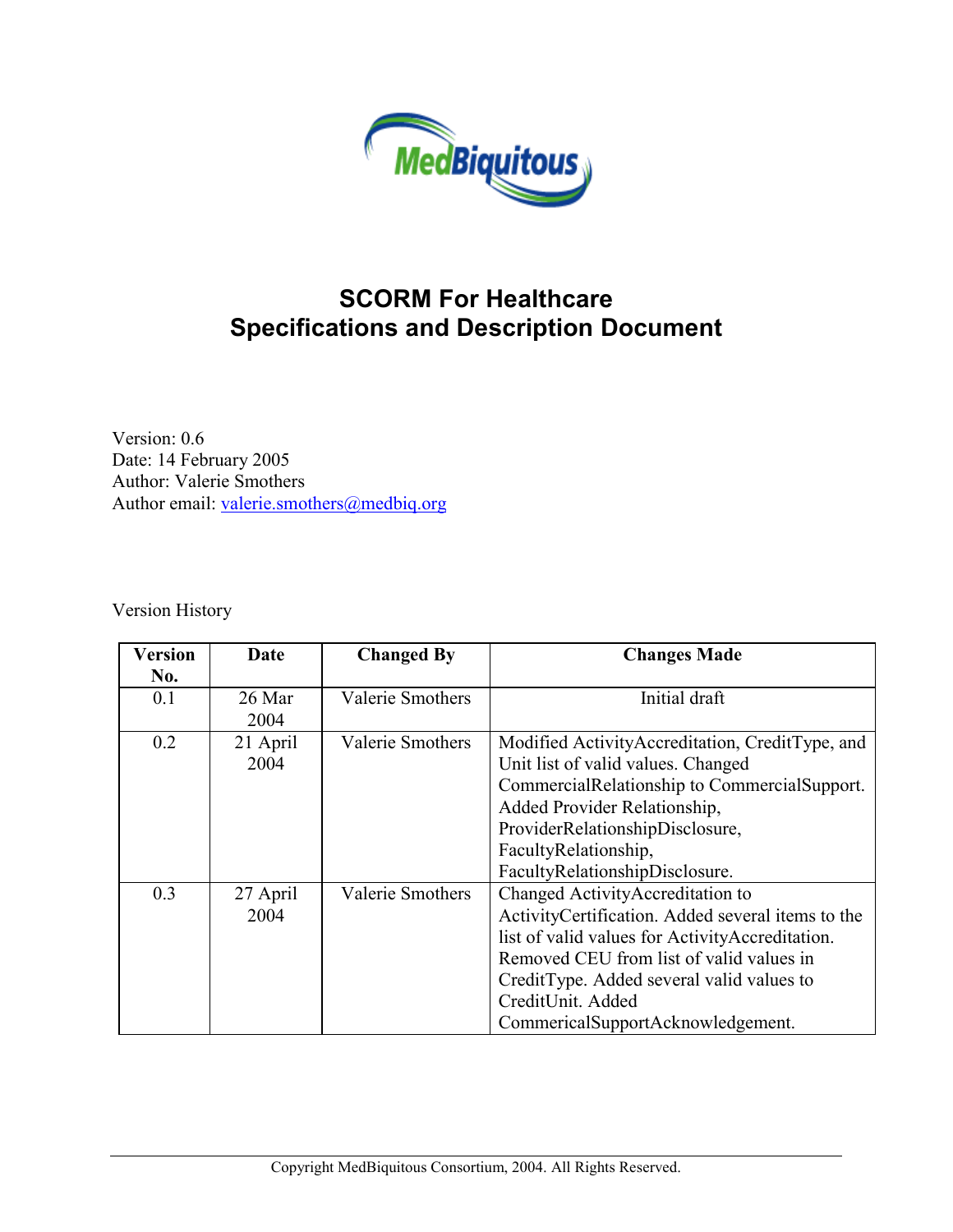# SCORM For Healthcare
# Specifications and Description Document

Version: 0.6
Date: 14 February 2005
Author: Valerie Smothers
Author email: valerie.smothers@medbiq.org

Version History

| Version No. | Date | Changed By | Changes Made |
|---|---|---|---|
| 0.1 | 26 Mar 2004 | Valerie Smothers | Initial draft |
| 0.2 | 21 April 2004 | Valerie Smothers | Modified ActivityAccreditation, CreditType, and Unit list of valid values. Changed CommercialRelationship to CommercialSupport. Added Provider Relationship, ProviderRelationshipDisclosure, FacultyRelationship, FacultyRelationshipDisclosure. |
| 0.3 | 27 April 2004 | Valerie Smothers | Changed ActivityAccreditation to ActivityCertification. Added several items to the list of valid values for ActivityAccreditation. Removed CEU from list of valid values in CreditType. Added several valid values to CreditUnit. Added CommericalSupportAcknowledgement. |

Copyright MedBiquitous Consortium, 2004. All Rights Reserved.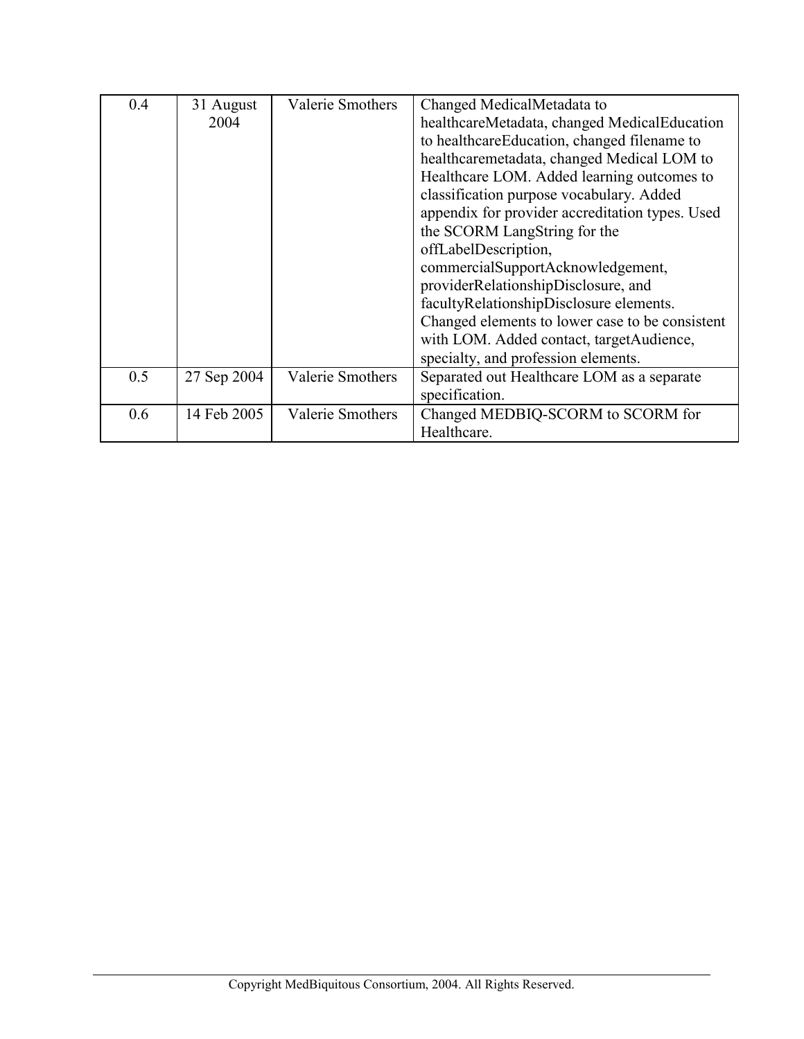| 0.4 | 31 August 2004 | Valerie Smothers | Changed MedicalMetadata to healthcareMetadata, changed MedicalEducation to healthcareEducation, changed filename to healthcaremetadata, changed Medical LOM to Healthcare LOM. Added learning outcomes to classification purpose vocabulary. Added appendix for provider accreditation types. Used the SCORM LangString for the offLabelDescription, commercialSupportAcknowledgement, providerRelationshipDisclosure, and facultyRelationshipDisclosure elements. Changed elements to lower case to be consistent with LOM. Added contact, targetAudience, specialty, and profession elements. |
|---|---|---|---|
| 0.5 | 27 Sep 2004 | Valerie Smothers | Separated out Healthcare LOM as a separate specification. |
| 0.6 | 14 Feb 2005 | Valerie Smothers | Changed MEDBIQ-SCORM to SCORM for Healthcare. |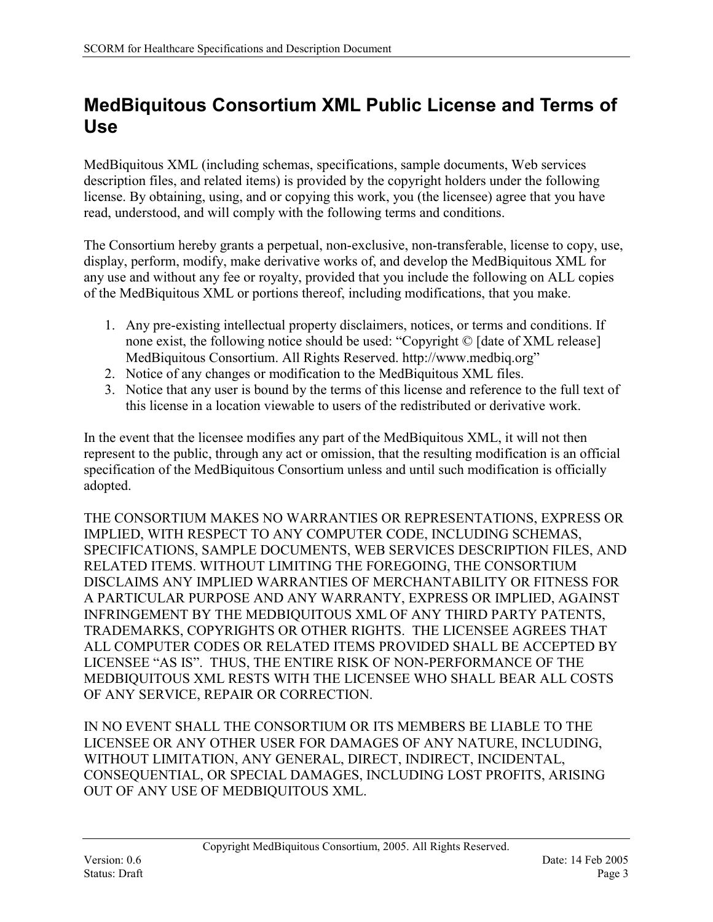# MedBiquitous Consortium XML Public License and Terms of Use

MedBiquitous XML (including schemas, specifications, sample documents, Web services description files, and related items) is provided by the copyright holders under the following license. By obtaining, using, and or copying this work, you (the licensee) agree that you have read, understood, and will comply with the following terms and conditions.

The Consortium hereby grants a perpetual, non-exclusive, non-transferable, license to copy, use, display, perform, modify, make derivative works of, and develop the MedBiquitous XML for any use and without any fee or royalty, provided that you include the following on ALL copies of the MedBiquitous XML or portions thereof, including modifications, that you make.

1. Any pre-existing intellectual property disclaimers, notices, or terms and conditions. If none exist, the following notice should be used: "Copyright © [date of XML release] MedBiquitous Consortium. All Rights Reserved. http://www.medbiq.org"
2. Notice of any changes or modification to the MedBiquitous XML files.
3. Notice that any user is bound by the terms of this license and reference to the full text of this license in a location viewable to users of the redistributed or derivative work.

In the event that the licensee modifies any part of the MedBiquitous XML, it will not then represent to the public, through any act or omission, that the resulting modification is an official specification of the MedBiquitous Consortium unless and until such modification is officially adopted.

THE CONSORTIUM MAKES NO WARRANTIES OR REPRESENTATIONS, EXPRESS OR IMPLIED, WITH RESPECT TO ANY COMPUTER CODE, INCLUDING SCHEMAS, SPECIFICATIONS, SAMPLE DOCUMENTS, WEB SERVICES DESCRIPTION FILES, AND RELATED ITEMS. WITHOUT LIMITING THE FOREGOING, THE CONSORTIUM DISCLAIMS ANY IMPLIED WARRANTIES OF MERCHANTABILITY OR FITNESS FOR A PARTICULAR PURPOSE AND ANY WARRANTY, EXPRESS OR IMPLIED, AGAINST INFRINGEMENT BY THE MEDBIQUITOUS XML OF ANY THIRD PARTY PATENTS, TRADEMARKS, COPYRIGHTS OR OTHER RIGHTS. THE LICENSEE AGREES THAT ALL COMPUTER CODES OR RELATED ITEMS PROVIDED SHALL BE ACCEPTED BY LICENSEE "AS IS". THUS, THE ENTIRE RISK OF NON-PERFORMANCE OF THE MEDBIQUITOUS XML RESTS WITH THE LICENSEE WHO SHALL BEAR ALL COSTS OF ANY SERVICE, REPAIR OR CORRECTION.

IN NO EVENT SHALL THE CONSORTIUM OR ITS MEMBERS BE LIABLE TO THE LICENSEE OR ANY OTHER USER FOR DAMAGES OF ANY NATURE, INCLUDING, WITHOUT LIMITATION, ANY GENERAL, DIRECT, INDIRECT, INCIDENTAL, CONSEQUENTIAL, OR SPECIAL DAMAGES, INCLUDING LOST PROFITS, ARISING OUT OF ANY USE OF MEDBIQUITOUS XML.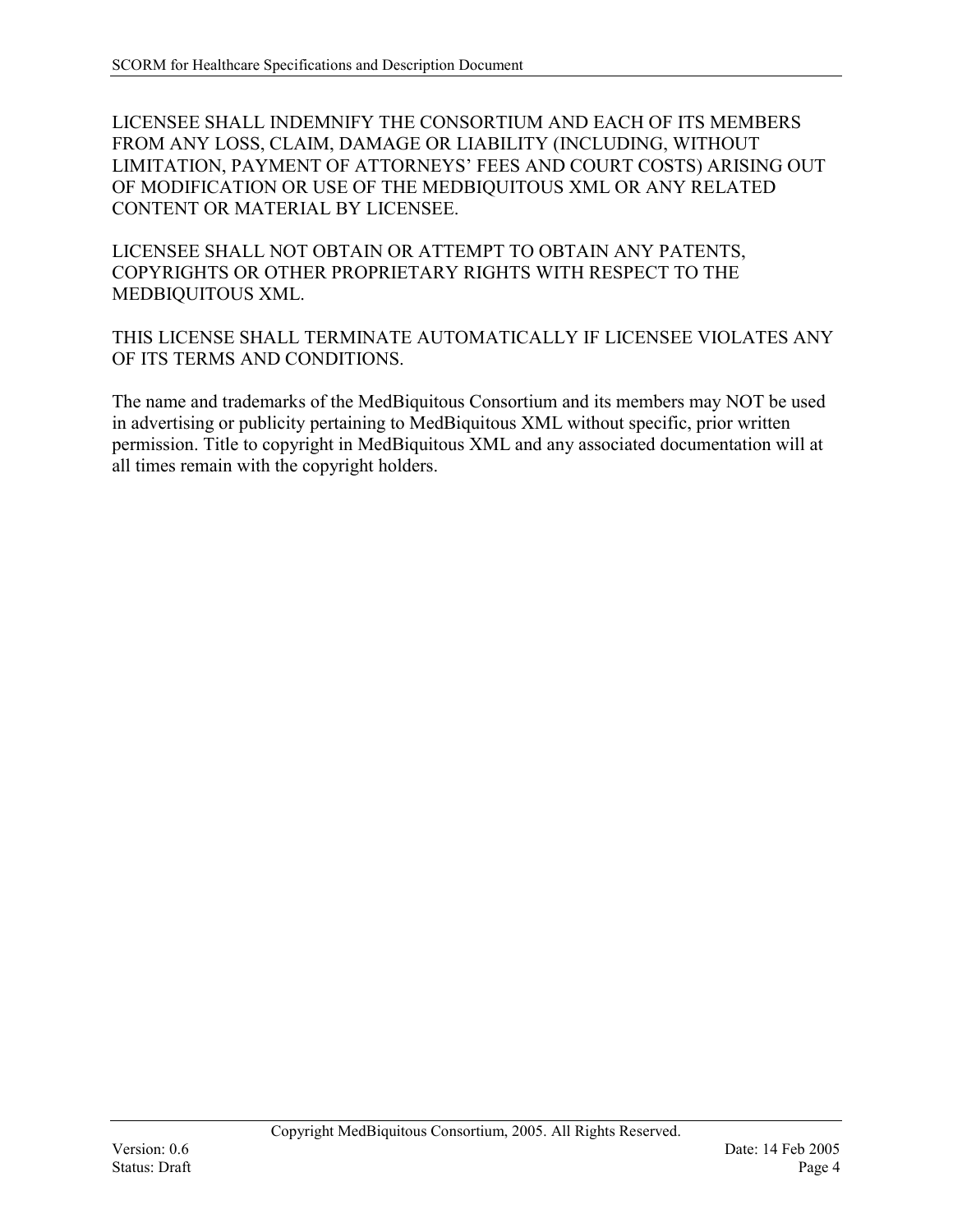LICENSEE SHALL INDEMNIFY THE CONSORTIUM AND EACH OF ITS MEMBERS FROM ANY LOSS, CLAIM, DAMAGE OR LIABILITY (INCLUDING, WITHOUT LIMITATION, PAYMENT OF ATTORNEYS' FEES AND COURT COSTS) ARISING OUT OF MODIFICATION OR USE OF THE MEDBIQUITOUS XML OR ANY RELATED CONTENT OR MATERIAL BY LICENSEE.

LICENSEE SHALL NOT OBTAIN OR ATTEMPT TO OBTAIN ANY PATENTS, COPYRIGHTS OR OTHER PROPRIETARY RIGHTS WITH RESPECT TO THE MEDBIQUITOUS XML.

THIS LICENSE SHALL TERMINATE AUTOMATICALLY IF LICENSEE VIOLATES ANY OF ITS TERMS AND CONDITIONS.

The name and trademarks of the MedBiquitous Consortium and its members may NOT be used in advertising or publicity pertaining to MedBiquitous XML without specific, prior written permission. Title to copyright in MedBiquitous XML and any associated documentation will at all times remain with the copyright holders.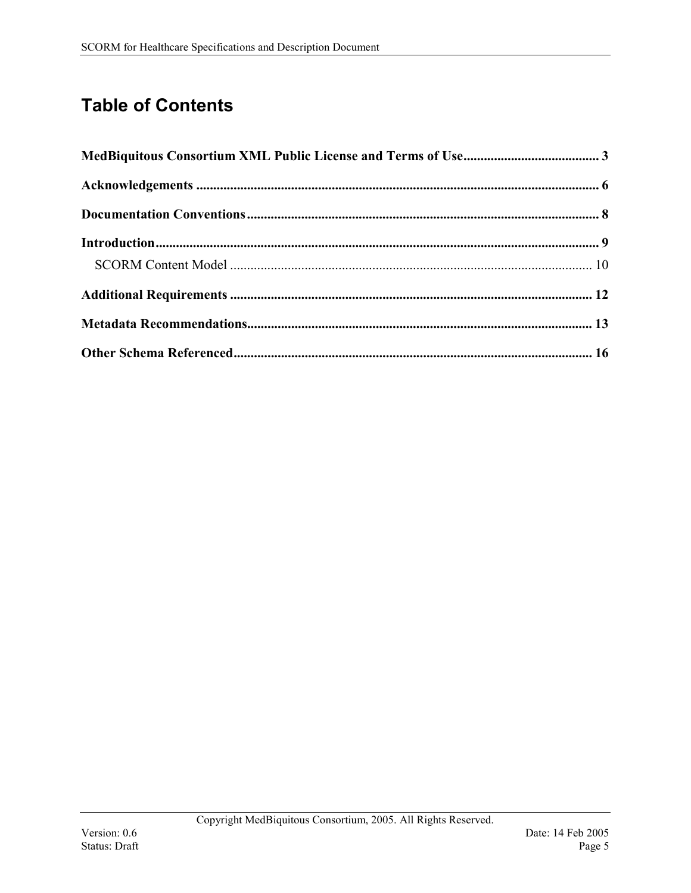# Table of Contents

**MedBiquitous Consortium XML Public License and Terms of Use** ........................................ 3

**Acknowledgements** ........................................................................................................ 6

**Documentation Conventions** ........................................................................................ 8

**Introduction** .................................................................................................................. 9

SCORM Content Model ......................................................................................... 10

**Additional Requirements** .......................................................................................... 12

**Metadata Recommendations** ..................................................................................... 13

**Other Schema Referenced** ......................................................................................... 16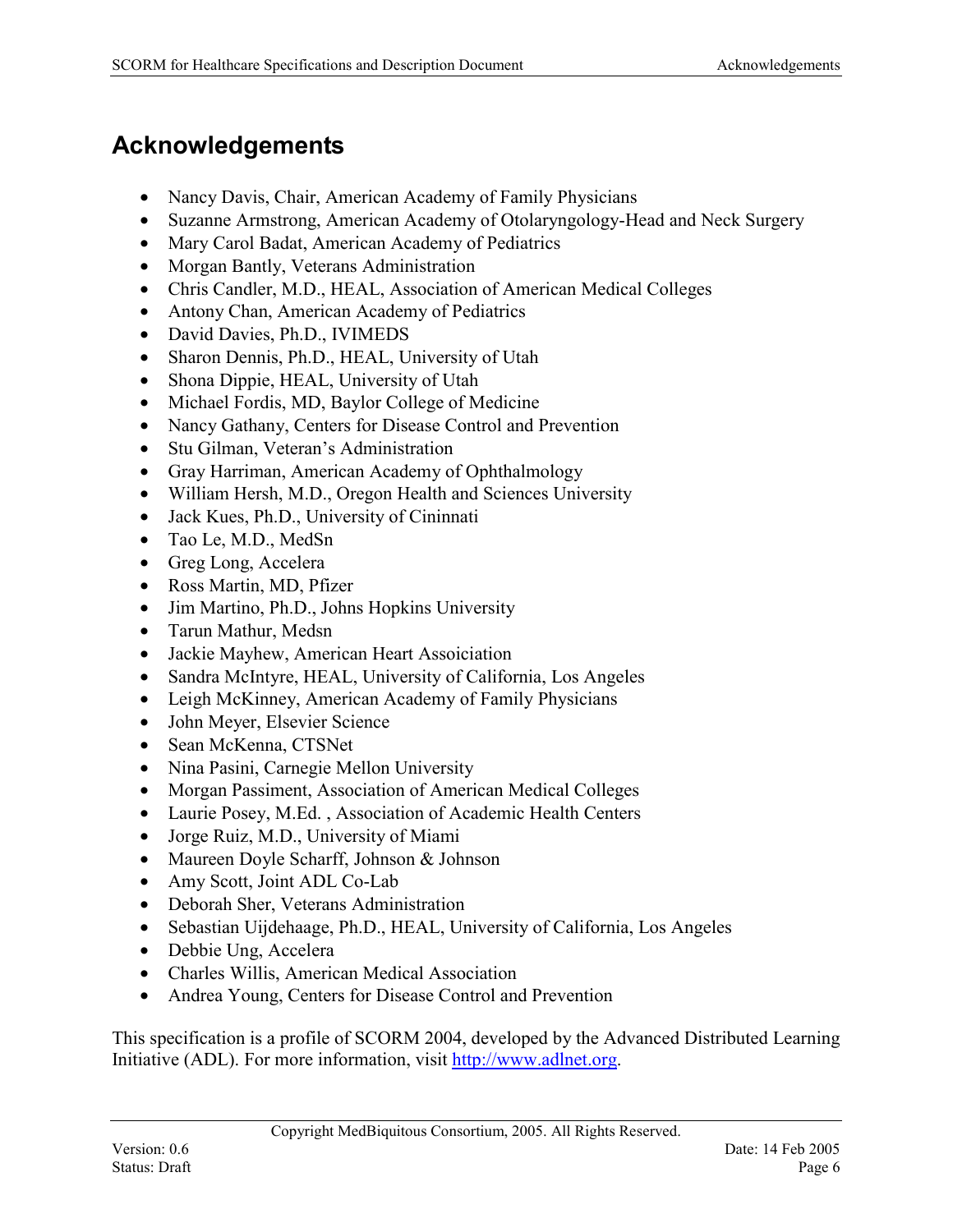# Acknowledgements

- Nancy Davis, Chair, American Academy of Family Physicians
- Suzanne Armstrong, American Academy of Otolaryngology-Head and Neck Surgery
- Mary Carol Badat, American Academy of Pediatrics
- Morgan Bantly, Veterans Administration
- Chris Candler, M.D., HEAL, Association of American Medical Colleges
- Antony Chan, American Academy of Pediatrics
- David Davies, Ph.D., IVIMEDS
- Sharon Dennis, Ph.D., HEAL, University of Utah
- Shona Dippie, HEAL, University of Utah
- Michael Fordis, MD, Baylor College of Medicine
- Nancy Gathany, Centers for Disease Control and Prevention
- Stu Gilman, Veteran's Administration
- Gray Harriman, American Academy of Ophthalmology
- William Hersh, M.D., Oregon Health and Sciences University
- Jack Kues, Ph.D., University of Cininnati
- Tao Le, M.D., MedSn
- Greg Long, Accelera
- Ross Martin, MD, Pfizer
- Jim Martino, Ph.D., Johns Hopkins University
- Tarun Mathur, Medsn
- Jackie Mayhew, American Heart Assoiciation
- Sandra McIntyre, HEAL, University of California, Los Angeles
- Leigh McKinney, American Academy of Family Physicians
- John Meyer, Elsevier Science
- Sean McKenna, CTSNet
- Nina Pasini, Carnegie Mellon University
- Morgan Passiment, Association of American Medical Colleges
- Laurie Posey, M.Ed. , Association of Academic Health Centers
- Jorge Ruiz, M.D., University of Miami
- Maureen Doyle Scharff, Johnson & Johnson
- Amy Scott, Joint ADL Co-Lab
- Deborah Sher, Veterans Administration
- Sebastian Uijdehaage, Ph.D., HEAL, University of California, Los Angeles
- Debbie Ung, Accelera
- Charles Willis, American Medical Association
- Andrea Young, Centers for Disease Control and Prevention

This specification is a profile of SCORM 2004, developed by the Advanced Distributed Learning Initiative (ADL). For more information, visit http://www.adlnet.org.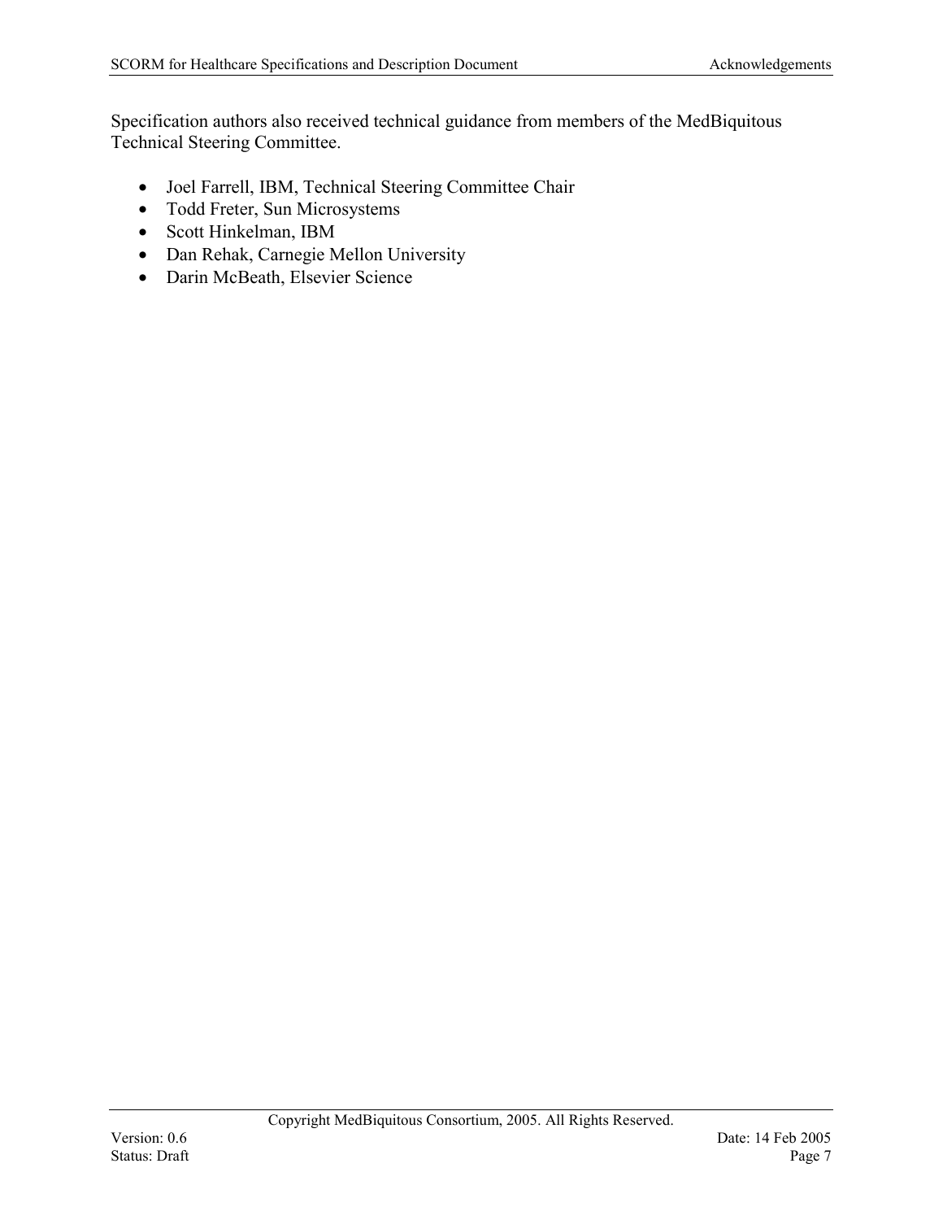Specification authors also received technical guidance from members of the MedBiquitous Technical Steering Committee.

- Joel Farrell, IBM, Technical Steering Committee Chair
- Todd Freter, Sun Microsystems
- Scott Hinkelman, IBM
- Dan Rehak, Carnegie Mellon University
- Darin McBeath, Elsevier Science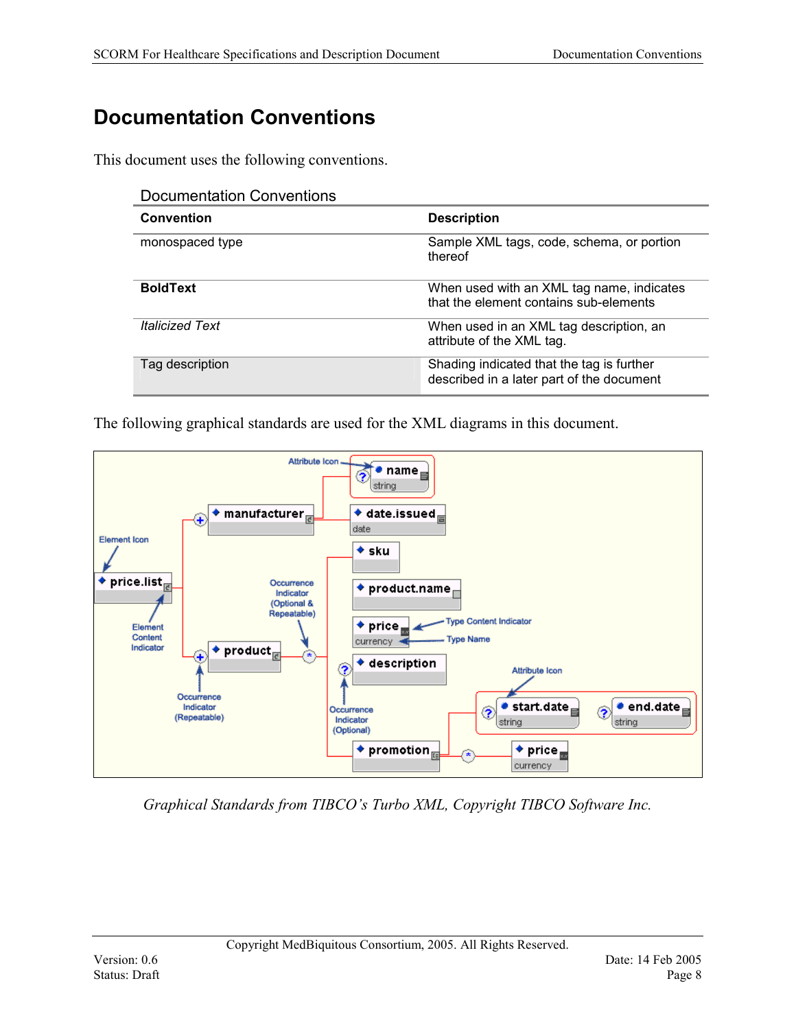# Documentation Conventions

This document uses the following conventions.

Documentation Conventions

| Convention | Description |
|---|---|
| monospaced type | Sample XML tags, code, schema, or portion thereof |
| **BoldText** | When used with an XML tag name, indicates that the element contains sub-elements |
| *Italicized Text* | When used in an XML tag description, an attribute of the XML tag. |
| Tag description | Shading indicated that the tag is further described in a later part of the document |

The following graphical standards are used for the XML diagrams in this document.

*Graphical Standards from TIBCO's Turbo XML, Copyright TIBCO Software Inc.*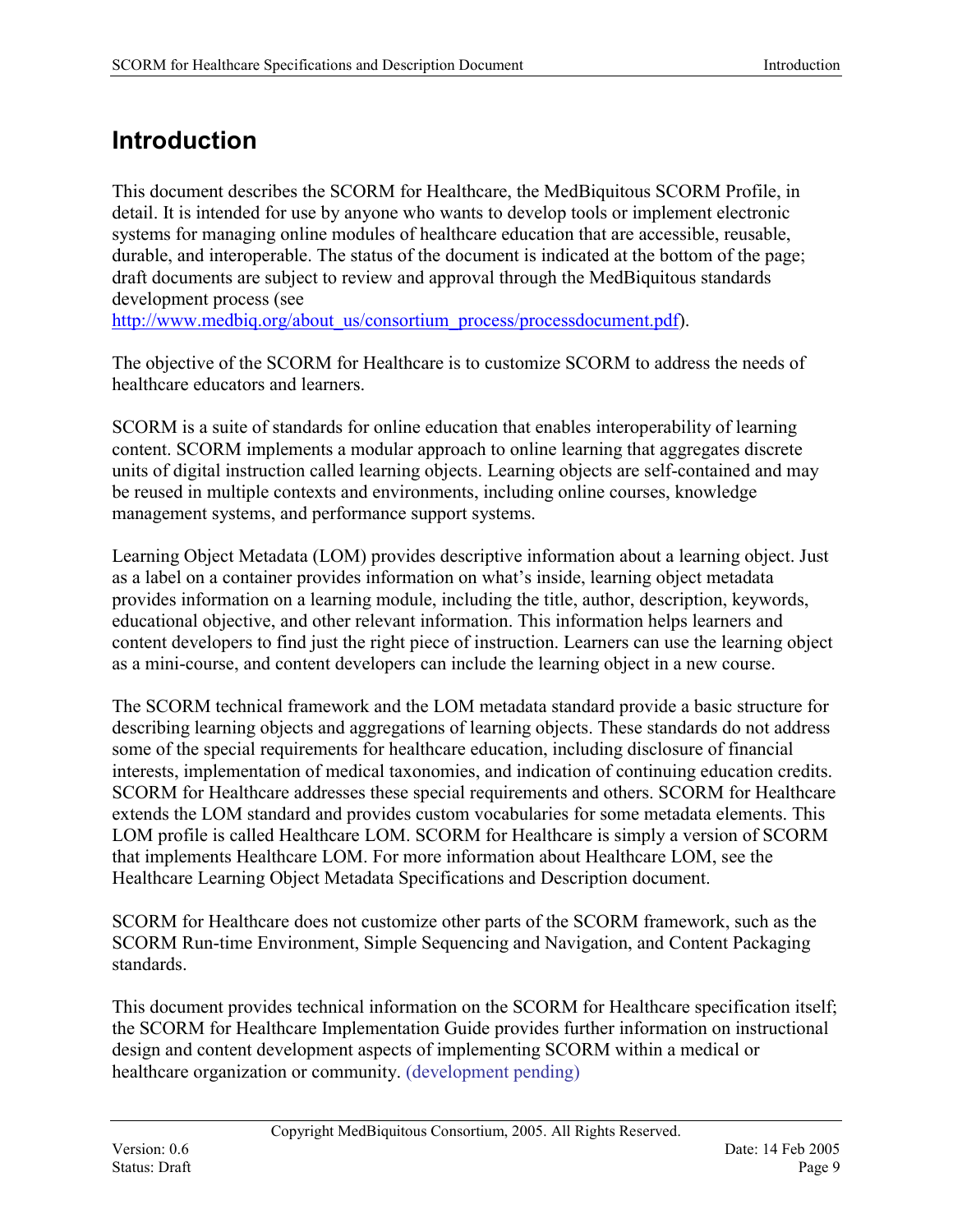# Introduction

This document describes the SCORM for Healthcare, the MedBiquitous SCORM Profile, in detail. It is intended for use by anyone who wants to develop tools or implement electronic systems for managing online modules of healthcare education that are accessible, reusable, durable, and interoperable. The status of the document is indicated at the bottom of the page; draft documents are subject to review and approval through the MedBiquitous standards development process (see http://www.medbiq.org/about_us/consortium_process/processdocument.pdf).

The objective of the SCORM for Healthcare is to customize SCORM to address the needs of healthcare educators and learners.

SCORM is a suite of standards for online education that enables interoperability of learning content. SCORM implements a modular approach to online learning that aggregates discrete units of digital instruction called learning objects. Learning objects are self-contained and may be reused in multiple contexts and environments, including online courses, knowledge management systems, and performance support systems.

Learning Object Metadata (LOM) provides descriptive information about a learning object. Just as a label on a container provides information on what's inside, learning object metadata provides information on a learning module, including the title, author, description, keywords, educational objective, and other relevant information. This information helps learners and content developers to find just the right piece of instruction. Learners can use the learning object as a mini-course, and content developers can include the learning object in a new course.

The SCORM technical framework and the LOM metadata standard provide a basic structure for describing learning objects and aggregations of learning objects. These standards do not address some of the special requirements for healthcare education, including disclosure of financial interests, implementation of medical taxonomies, and indication of continuing education credits. SCORM for Healthcare addresses these special requirements and others. SCORM for Healthcare extends the LOM standard and provides custom vocabularies for some metadata elements. This LOM profile is called Healthcare LOM. SCORM for Healthcare is simply a version of SCORM that implements Healthcare LOM. For more information about Healthcare LOM, see the Healthcare Learning Object Metadata Specifications and Description document.

SCORM for Healthcare does not customize other parts of the SCORM framework, such as the SCORM Run-time Environment, Simple Sequencing and Navigation, and Content Packaging standards.

This document provides technical information on the SCORM for Healthcare specification itself; the SCORM for Healthcare Implementation Guide provides further information on instructional design and content development aspects of implementing SCORM within a medical or healthcare organization or community. (development pending)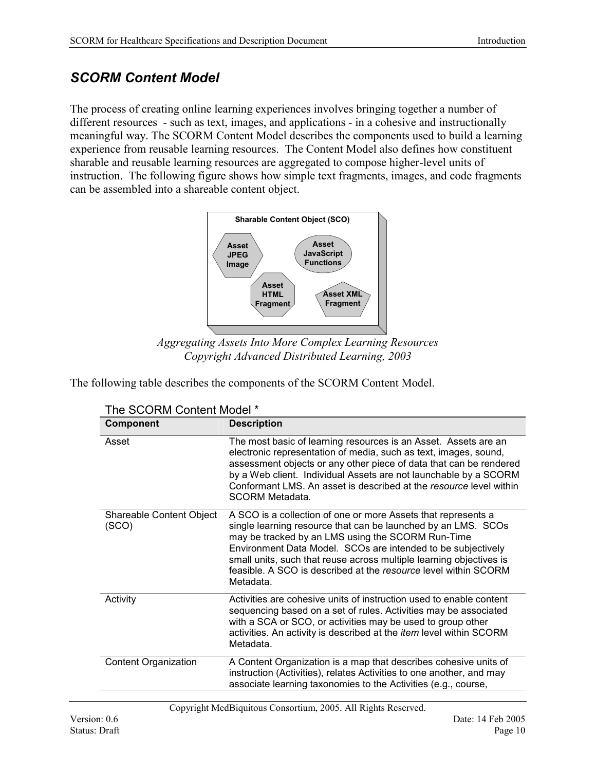## *SCORM Content Model*

The process of creating online learning experiences involves bringing together a number of different resources - such as text, images, and applications - in a cohesive and instructionally meaningful way. The SCORM Content Model describes the components used to build a learning experience from reusable learning resources. The Content Model also defines how constituent sharable and reusable learning resources are aggregated to compose higher-level units of instruction. The following figure shows how simple text fragments, images, and code fragments can be assembled into a shareable content object.

*Aggregating Assets Into More Complex Learning Resources*
*Copyright Advanced Distributed Learning, 2003*

The following table describes the components of the SCORM Content Model.

The SCORM Content Model *

| Component | Description |
|---|---|
| Asset | The most basic of learning resources is an Asset. Assets are an electronic representation of media, such as text, images, sound, assessment objects or any other piece of data that can be rendered by a Web client. Individual Assets are not launchable by a SCORM Conformant LMS. An asset is described at the *resource* level within SCORM Metadata. |
| Shareable Content Object (SCO) | A SCO is a collection of one or more Assets that represents a single learning resource that can be launched by an LMS. SCOs may be tracked by an LMS using the SCORM Run-Time Environment Data Model. SCOs are intended to be subjectively small units, such that reuse across multiple learning objectives is feasible. A SCO is described at the *resource* level within SCORM Metadata. |
| Activity | Activities are cohesive units of instruction used to enable content sequencing based on a set of rules. Activities may be associated with a SCA or SCO, or activities may be used to group other activities. An activity is described at the *item* level within SCORM Metadata. |
| Content Organization | A Content Organization is a map that describes cohesive units of instruction (Activities), relates Activities to one another, and may associate learning taxonomies to the Activities (e.g., course, |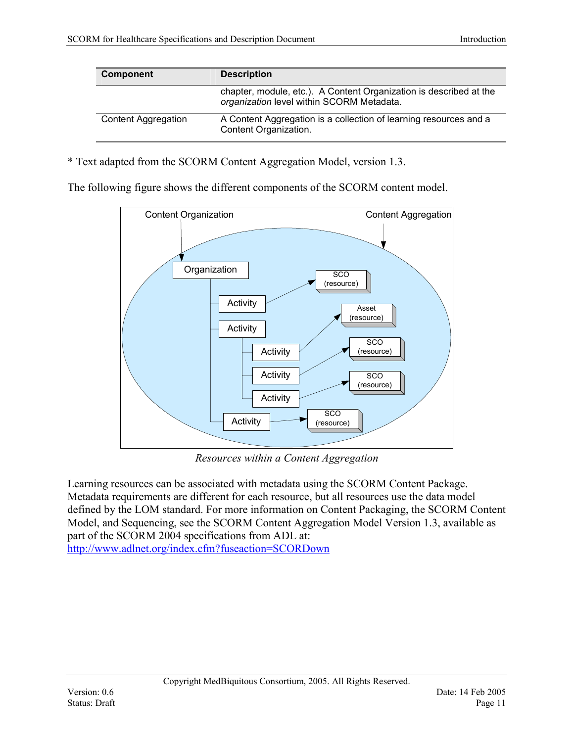| Component | Description |
|---|---|
| | chapter, module, etc.). A Content Organization is described at the *organization* level within SCORM Metadata. |
| Content Aggregation | A Content Aggregation is a collection of learning resources and a Content Organization. |

* Text adapted from the SCORM Content Aggregation Model, version 1.3.

The following figure shows the different components of the SCORM content model.

*Resources within a Content Aggregation*

Learning resources can be associated with metadata using the SCORM Content Package. Metadata requirements are different for each resource, but all resources use the data model defined by the LOM standard. For more information on Content Packaging, the SCORM Content Model, and Sequencing, see the SCORM Content Aggregation Model Version 1.3, available as part of the SCORM 2004 specifications from ADL at:
[http://www.adlnet.org/index.cfm?fuseaction=SCORDown](http://www.adlnet.org/index.cfm?fuseaction=SCORDown)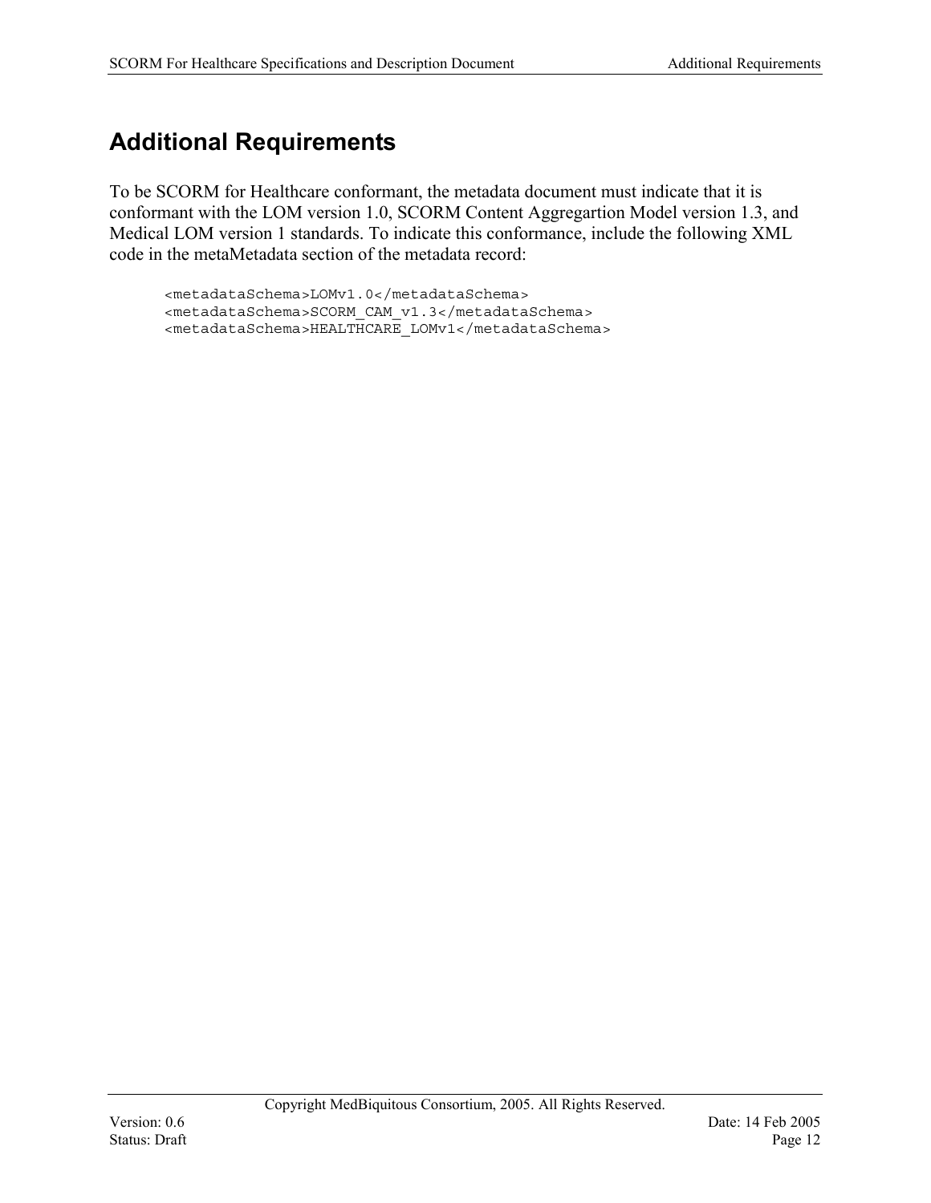# Additional Requirements

To be SCORM for Healthcare conformant, the metadata document must indicate that it is conformant with the LOM version 1.0, SCORM Content Aggregartion Model version 1.3, and Medical LOM version 1 standards. To indicate this conformance, include the following XML code in the metaMetadata section of the metadata record:

```
<metadataSchema>LOMv1.0</metadataSchema>
<metadataSchema>SCORM_CAM_v1.3</metadataSchema>
<metadataSchema>HEALTHCARE_LOMv1</metadataSchema>
```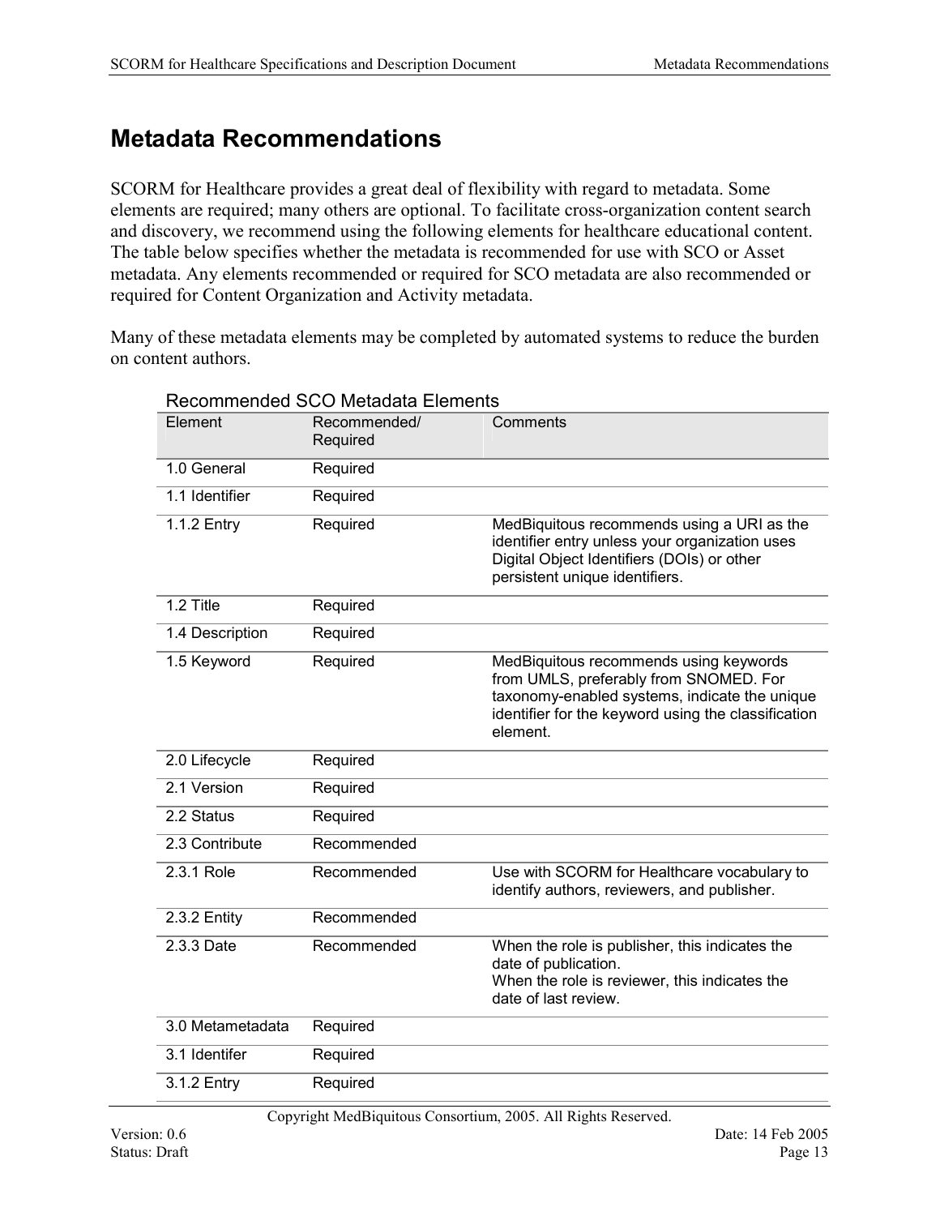# Metadata Recommendations

SCORM for Healthcare provides a great deal of flexibility with regard to metadata. Some elements are required; many others are optional. To facilitate cross-organization content search and discovery, we recommend using the following elements for healthcare educational content. The table below specifies whether the metadata is recommended for use with SCO or Asset metadata. Any elements recommended or required for SCO metadata are also recommended or required for Content Organization and Activity metadata.

Many of these metadata elements may be completed by automated systems to reduce the burden on content authors.

Recommended SCO Metadata Elements

| Element | Recommended/ Required | Comments |
|---|---|---|
| 1.0 General | Required | |
| 1.1 Identifier | Required | |
| 1.1.2 Entry | Required | MedBiquitous recommends using a URI as the identifier entry unless your organization uses Digital Object Identifiers (DOIs) or other persistent unique identifiers. |
| 1.2 Title | Required | |
| 1.4 Description | Required | |
| 1.5 Keyword | Required | MedBiquitous recommends using keywords from UMLS, preferably from SNOMED. For taxonomy-enabled systems, indicate the unique identifier for the keyword using the classification element. |
| 2.0 Lifecycle | Required | |
| 2.1 Version | Required | |
| 2.2 Status | Required | |
| 2.3 Contribute | Recommended | |
| 2.3.1 Role | Recommended | Use with SCORM for Healthcare vocabulary to identify authors, reviewers, and publisher. |
| 2.3.2 Entity | Recommended | |
| 2.3.3 Date | Recommended | When the role is publisher, this indicates the date of publication. When the role is reviewer, this indicates the date of last review. |
| 3.0 Metametadata | Required | |
| 3.1 Identifer | Required | |
| 3.1.2 Entry | Required | |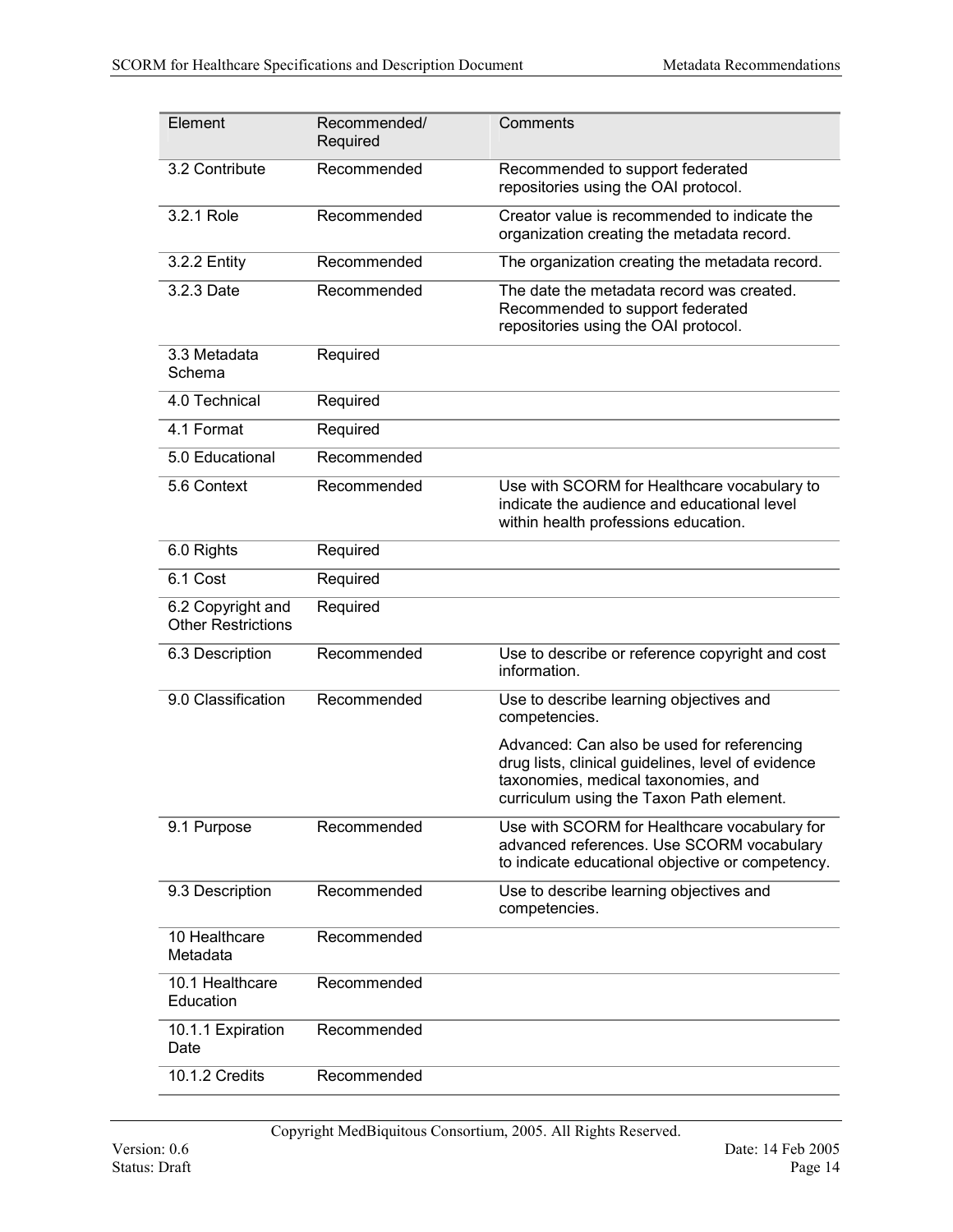| Element | Recommended/ Required | Comments |
| --- | --- | --- |
| 3.2 Contribute | Recommended | Recommended to support federated repositories using the OAI protocol. |
| 3.2.1 Role | Recommended | Creator value is recommended to indicate the organization creating the metadata record. |
| 3.2.2 Entity | Recommended | The organization creating the metadata record. |
| 3.2.3 Date | Recommended | The date the metadata record was created. Recommended to support federated repositories using the OAI protocol. |
| 3.3 Metadata Schema | Required | |
| 4.0 Technical | Required | |
| 4.1 Format | Required | |
| 5.0 Educational | Recommended | |
| 5.6 Context | Recommended | Use with SCORM for Healthcare vocabulary to indicate the audience and educational level within health professions education. |
| 6.0 Rights | Required | |
| 6.1 Cost | Required | |
| 6.2 Copyright and Other Restrictions | Required | |
| 6.3 Description | Recommended | Use to describe or reference copyright and cost information. |
| 9.0 Classification | Recommended | Use to describe learning objectives and competencies.<br><br>Advanced: Can also be used for referencing drug lists, clinical guidelines, level of evidence taxonomies, medical taxonomies, and curriculum using the Taxon Path element. |
| 9.1 Purpose | Recommended | Use with SCORM for Healthcare vocabulary for advanced references. Use SCORM vocabulary to indicate educational objective or competency. |
| 9.3 Description | Recommended | Use to describe learning objectives and competencies. |
| 10 Healthcare Metadata | Recommended | |
| 10.1 Healthcare Education | Recommended | |
| 10.1.1 Expiration Date | Recommended | |
| 10.1.2 Credits | Recommended | |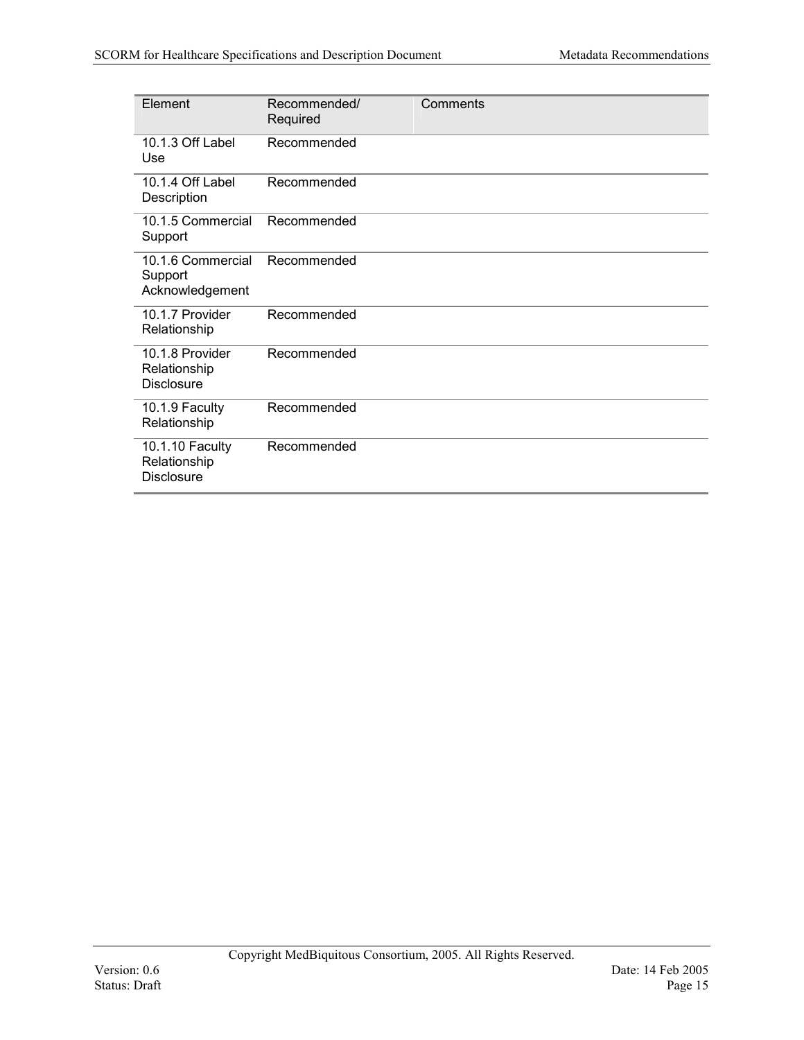| Element | Recommended/ Required | Comments |
|---|---|---|
| 10.1.3 Off Label Use | Recommended | |
| 10.1.4 Off Label Description | Recommended | |
| 10.1.5 Commercial Support | Recommended | |
| 10.1.6 Commercial Support Acknowledgement | Recommended | |
| 10.1.7 Provider Relationship | Recommended | |
| 10.1.8 Provider Relationship Disclosure | Recommended | |
| 10.1.9 Faculty Relationship | Recommended | |
| 10.1.10 Faculty Relationship Disclosure | Recommended | |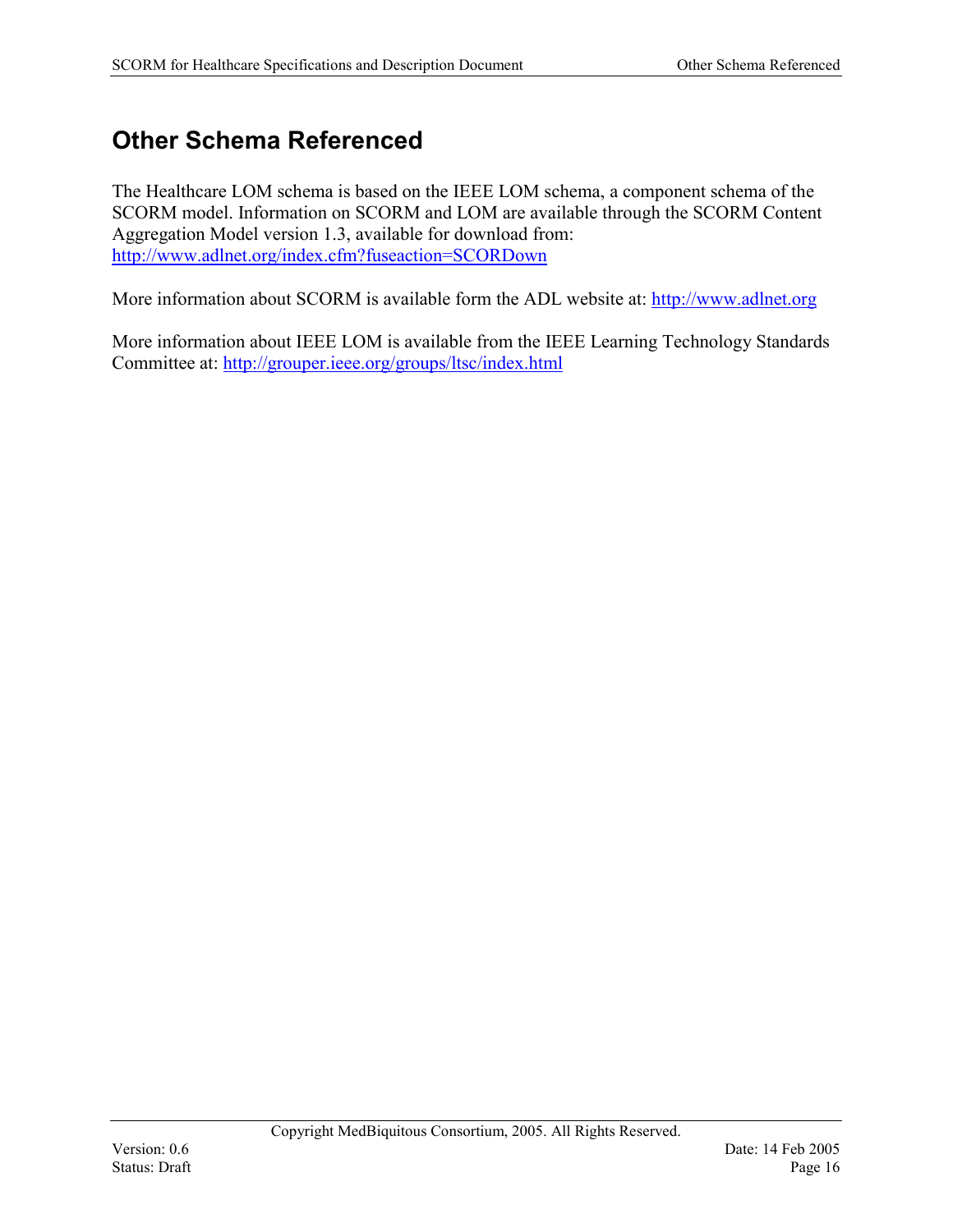# Other Schema Referenced

The Healthcare LOM schema is based on the IEEE LOM schema, a component schema of the SCORM model. Information on SCORM and LOM are available through the SCORM Content Aggregation Model version 1.3, available for download from: http://www.adlnet.org/index.cfm?fuseaction=SCORDown

More information about SCORM is available form the ADL website at: http://www.adlnet.org

More information about IEEE LOM is available from the IEEE Learning Technology Standards Committee at: http://grouper.ieee.org/groups/ltsc/index.html